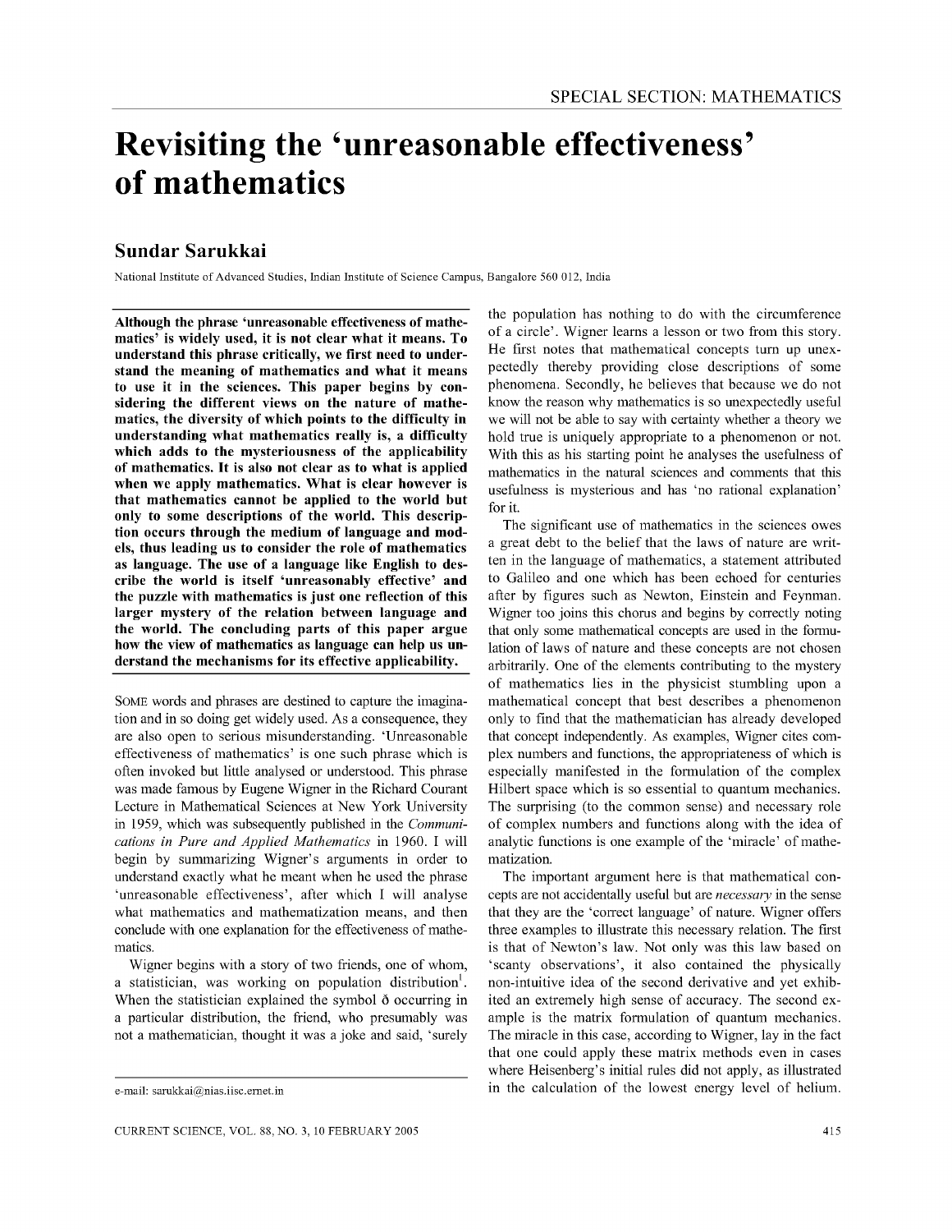SPECIAL SECTION: MATHEMATICS

# Revisiting the 'unreasonable effectiveness' of mathematics

## Sundar Sarukkai

National Institute of Advanced Studies, Indian Institute of Science Campus, Bangalore 560 012, India

**Although the phrase 'unreasonable effectiveness of mathematics' is widely used, it is not clear what it means. To understand this phrase critically, we first need to understand the meaning of mathematics and what it means to use it in the sciences. This paper begins by considering the different views on the nature of mathematics, the diversity of which points to the difficulty in understanding what mathematics really is, a difficulty which adds to the mysteriousness of the applicability of mathematics. It is also not clear as to what is applied when we apply mathematics. What is clear however is that mathematics cannot be applied to the world but only to some descriptions of the world. This description occurs through the medium of language and models, thus leading us to consider the role of mathematics as language. The use of a language like English to describe the world is itself 'unreasonably effective' and the puzzle with mathematics is just one reflection of this larger mystery of the relation between language and the world. The concluding parts of this paper argue how the view of mathematics as language can help us understand the mechanisms for its effective applicability.**

SOME words and phrases are destined to capture the imagination and in so doing get widely used. As a consequence, they are also open to serious misunderstanding. 'Unreasonable effectiveness of mathematics' is one such phrase which is often invoked but little analysed or understood. This phrase was made famous by Eugene Wigner in the Richard Courant Lecture in Mathematical Sciences at New York University in 1959, which was subsequently published in the *Communications in Pure and Applied Mathematics* in 1960. I will begin by summarizing Wigner's arguments in order to understand exactly what he meant when he used the phrase 'unreasonable effectiveness', after which I will analyse what mathematics and mathematization means, and then conclude with one explanation for the effectiveness of mathematics.

Wigner begins with a story of two friends, one of whom, a statistician, was working on population distribution[1]. When the statistician explained the symbol ð occurring in a particular distribution, the friend, who presumably was not a mathematician, thought it was a joke and said, 'surely the population has nothing to do with the circumference of a circle'. Wigner learns a lesson or two from this story. He first notes that mathematical concepts turn up unexpectedly thereby providing close descriptions of some phenomena. Secondly, he believes that because we do not know the reason why mathematics is so unexpectedly useful we will not be able to say with certainty whether a theory we hold true is uniquely appropriate to a phenomenon or not. With this as his starting point he analyses the usefulness of mathematics in the natural sciences and comments that this usefulness is mysterious and has 'no rational explanation' for it.

The significant use of mathematics in the sciences owes a great debt to the belief that the laws of nature are written in the language of mathematics, a statement attributed to Galileo and one which has been echoed for centuries after by figures such as Newton, Einstein and Feynman. Wigner too joins this chorus and begins by correctly noting that only some mathematical concepts are used in the formulation of laws of nature and these concepts are not chosen arbitrarily. One of the elements contributing to the mystery of mathematics lies in the physicist stumbling upon a mathematical concept that best describes a phenomenon only to find that the mathematician has already developed that concept independently. As examples, Wigner cites complex numbers and functions, the appropriateness of which is especially manifested in the formulation of the complex Hilbert space which is so essential to quantum mechanics. The surprising (to the common sense) and necessary role of complex numbers and functions along with the idea of analytic functions is one example of the 'miracle' of mathematization.

The important argument here is that mathematical concepts are not accidentally useful but are *necessary* in the sense that they are the 'correct language' of nature. Wigner offers three examples to illustrate this necessary relation. The first is that of Newton's law. Not only was this law based on 'scanty observations', it also contained the physically non-intuitive idea of the second derivative and yet exhibited an extremely high sense of accuracy. The second example is the matrix formulation of quantum mechanics. The miracle in this case, according to Wigner, lay in the fact that one could apply these matrix methods even in cases where Heisenberg's initial rules did not apply, as illustrated in the calculation of the lowest energy level of helium.

e-mail: sarukkai@nias.iisc.ernet.in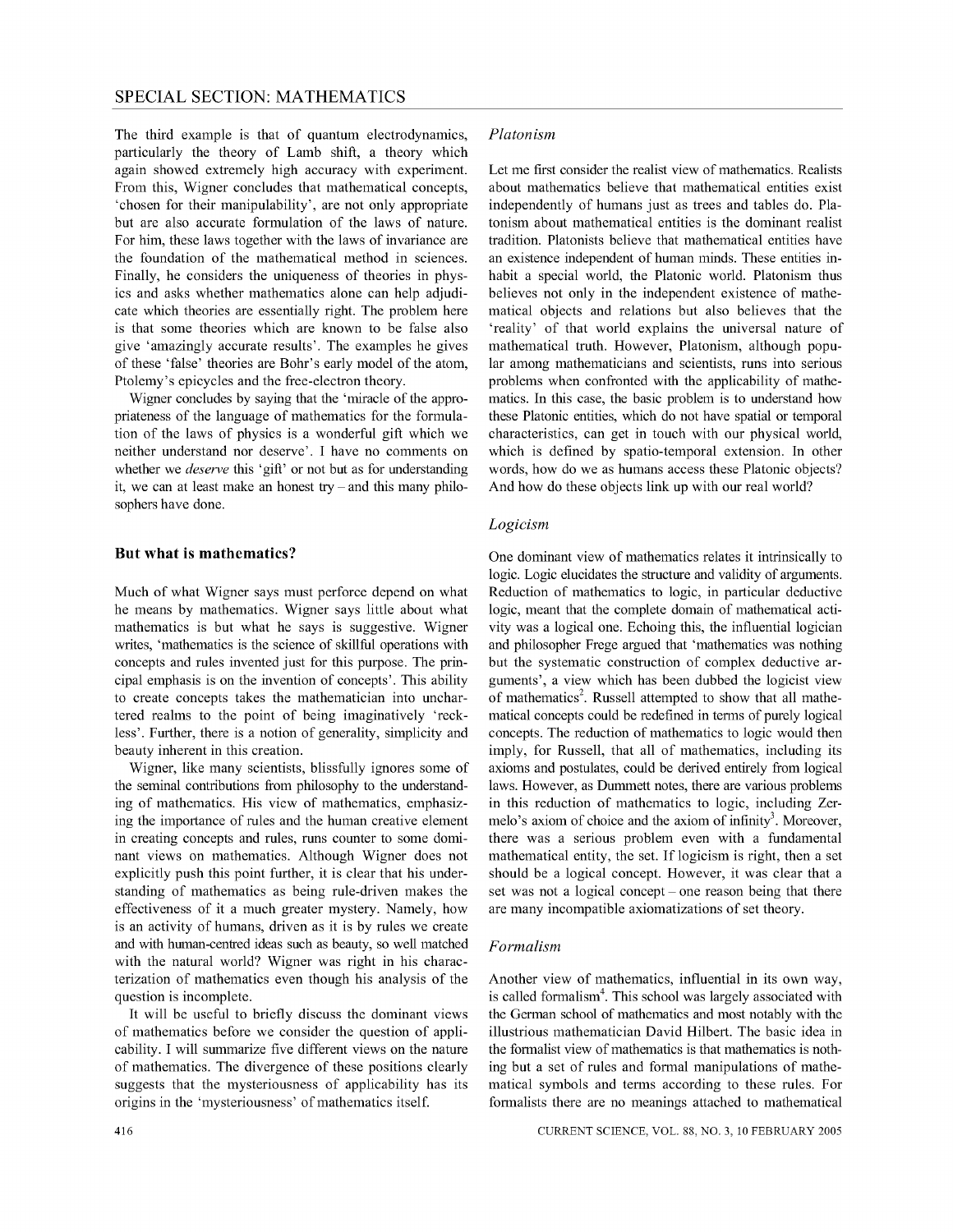The third example is that of quantum electrodynamics, particularly the theory of Lamb shift, a theory which again showed extremely high accuracy with experiment. From this, Wigner concludes that mathematical concepts, 'chosen for their manipulability', are not only appropriate but are also accurate formulation of the laws of nature. For him, these laws together with the laws of invariance are the foundation of the mathematical method in sciences. Finally, he considers the uniqueness of theories in physics and asks whether mathematics alone can help adjudicate which theories are essentially right. The problem here is that some theories which are known to be false also give 'amazingly accurate results'. The examples he gives of these 'false' theories are Bohr's early model of the atom, Ptolemy's epicycles and the free-electron theory.

Wigner concludes by saying that the 'miracle of the appropriateness of the language of mathematics for the formulation of the laws of physics is a wonderful gift which we neither understand nor deserve'. I have no comments on whether we *deserve* this 'gift' or not but as for understanding it, we can at least make an honest try – and this many philosophers have done.

## But what is mathematics?

Much of what Wigner says must perforce depend on what he means by mathematics. Wigner says little about what mathematics is but what he says is suggestive. Wigner writes, 'mathematics is the science of skillful operations with concepts and rules invented just for this purpose. The principal emphasis is on the invention of concepts'. This ability to create concepts takes the mathematician into unchartered realms to the point of being imaginatively 'reckless'. Further, there is a notion of generality, simplicity and beauty inherent in this creation.

Wigner, like many scientists, blissfully ignores some of the seminal contributions from philosophy to the understanding of mathematics. His view of mathematics, emphasizing the importance of rules and the human creative element in creating concepts and rules, runs counter to some dominant views on mathematics. Although Wigner does not explicitly push this point further, it is clear that his understanding of mathematics as being rule-driven makes the effectiveness of it a much greater mystery. Namely, how is an activity of humans, driven as it is by rules we create and with human-centred ideas such as beauty, so well matched with the natural world? Wigner was right in his characterization of mathematics even though his analysis of the question is incomplete.

It will be useful to briefly discuss the dominant views of mathematics before we consider the question of applicability. I will summarize five different views on the nature of mathematics. The divergence of these positions clearly suggests that the mysteriousness of applicability has its origins in the 'mysteriousness' of mathematics itself.

### *Platonism*

Let me first consider the realist view of mathematics. Realists about mathematics believe that mathematical entities exist independently of humans just as trees and tables do. Platonism about mathematical entities is the dominant realist tradition. Platonists believe that mathematical entities have an existence independent of human minds. These entities inhabit a special world, the Platonic world. Platonism thus believes not only in the independent existence of mathematical objects and relations but also believes that the 'reality' of that world explains the universal nature of mathematical truth. However, Platonism, although popular among mathematicians and scientists, runs into serious problems when confronted with the applicability of mathematics. In this case, the basic problem is to understand how these Platonic entities, which do not have spatial or temporal characteristics, can get in touch with our physical world, which is defined by spatio-temporal extension. In other words, how do we as humans access these Platonic objects? And how do these objects link up with our real world?

### *Logicism*

One dominant view of mathematics relates it intrinsically to logic. Logic elucidates the structure and validity of arguments. Reduction of mathematics to logic, in particular deductive logic, meant that the complete domain of mathematical activity was a logical one. Echoing this, the influential logician and philosopher Frege argued that 'mathematics was nothing but the systematic construction of complex deductive arguments', a view which has been dubbed the logicist view of mathematics[2]. Russell attempted to show that all mathematical concepts could be redefined in terms of purely logical concepts. The reduction of mathematics to logic would then imply, for Russell, that all of mathematics, including its axioms and postulates, could be derived entirely from logical laws. However, as Dummett notes, there are various problems in this reduction of mathematics to logic, including Zermelo's axiom of choice and the axiom of infinity[3]. Moreover, there was a serious problem even with a fundamental mathematical entity, the set. If logicism is right, then a set should be a logical concept. However, it was clear that a set was not a logical concept – one reason being that there are many incompatible axiomatizations of set theory.

### *Formalism*

Another view of mathematics, influential in its own way, is called formalism[4]. This school was largely associated with the German school of mathematics and most notably with the illustrious mathematician David Hilbert. The basic idea in the formalist view of mathematics is that mathematics is nothing but a set of rules and formal manipulations of mathematical symbols and terms according to these rules. For formalists there are no meanings attached to mathematical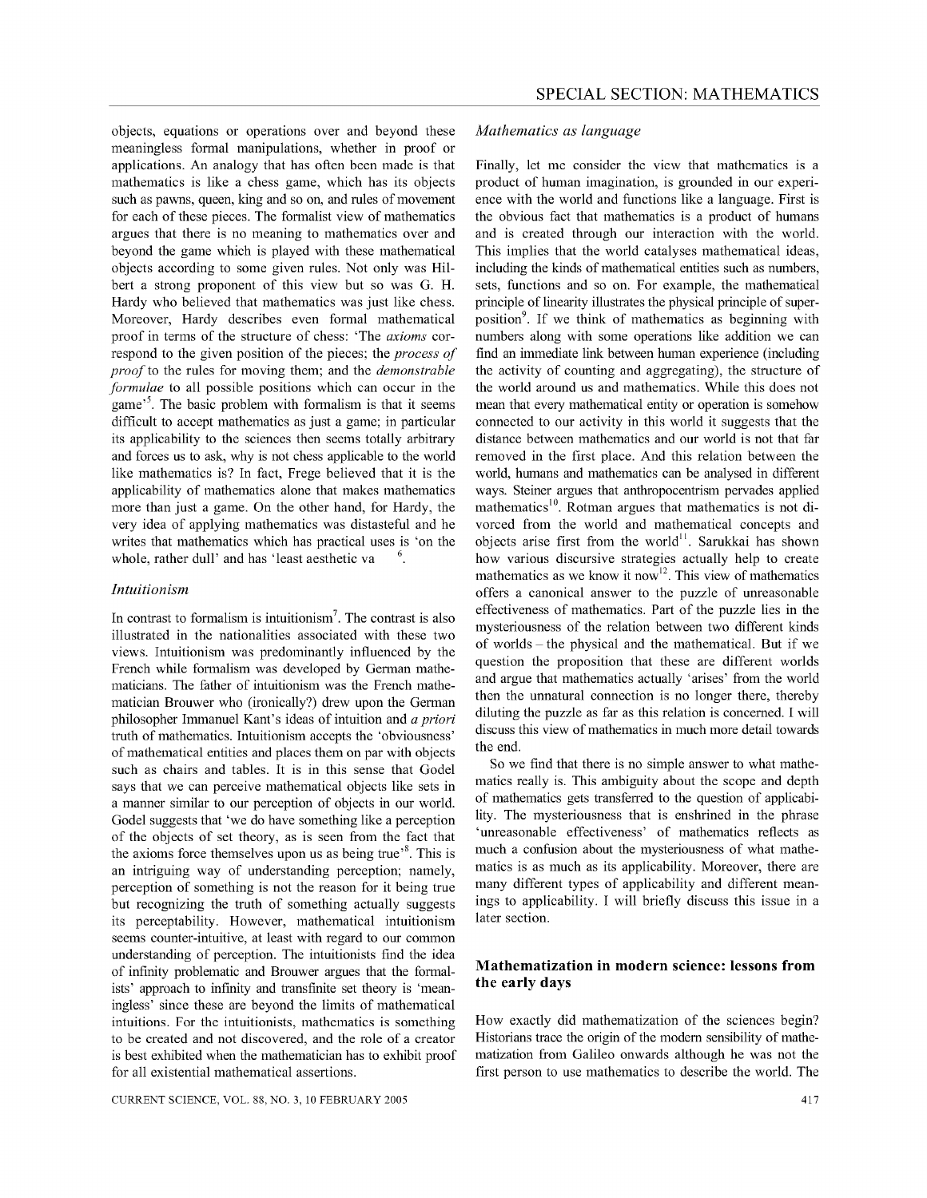objects, equations or operations over and beyond these meaningless formal manipulations, whether in proof or applications. An analogy that has often been made is that mathematics is like a chess game, which has its objects such as pawns, queen, king and so on, and rules of movement for each of these pieces. The formalist view of mathematics argues that there is no meaning to mathematics over and beyond the game which is played with these mathematical objects according to some given rules. Not only was Hilbert a strong proponent of this view but so was G. H. Hardy who believed that mathematics was just like chess. Moreover, Hardy describes even formal mathematical proof in terms of the structure of chess: 'The *axioms* correspond to the given position of the pieces; the *process of proof* to the rules for moving them; and the *demonstrable formulae* to all possible positions which can occur in the game'[5]. The basic problem with formalism is that it seems difficult to accept mathematics as just a game; in particular its applicability to the sciences then seems totally arbitrary and forces us to ask, why is not chess applicable to the world like mathematics is? In fact, Frege believed that it is the applicability of mathematics alone that makes mathematics more than just a game. On the other hand, for Hardy, the very idea of applying mathematics was distasteful and he writes that mathematics which has practical uses is 'on the whole, rather dull' and has 'least aesthetic va [6].

### Intuitionism

In contrast to formalism is intuitionism[7]. The contrast is also illustrated in the nationalities associated with these two views. Intuitionism was predominantly influenced by the French while formalism was developed by German mathematicians. The father of intuitionism was the French mathematician Brouwer who (ironically?) drew upon the German philosopher Immanuel Kant's ideas of intuition and *a priori* truth of mathematics. Intuitionism accepts the 'obviousness' of mathematical entities and places them on par with objects such as chairs and tables. It is in this sense that Godel says that we can perceive mathematical objects like sets in a manner similar to our perception of objects in our world. Godel suggests that 'we do have something like a perception of the objects of set theory, as is seen from the fact that the axioms force themselves upon us as being true'[8]. This is an intriguing way of understanding perception; namely, perception of something is not the reason for it being true but recognizing the truth of something actually suggests its perceptability. However, mathematical intuitionism seems counter-intuitive, at least with regard to our common understanding of perception. The intuitionists find the idea of infinity problematic and Brouwer argues that the formalists' approach to infinity and transfinite set theory is 'meaningless' since these are beyond the limits of mathematical intuitions. For the intuitionists, mathematics is something to be created and not discovered, and the role of a creator is best exhibited when the mathematician has to exhibit proof for all existential mathematical assertions.

### Mathematics as language

Finally, let me consider the view that mathematics is a product of human imagination, is grounded in our experience with the world and functions like a language. First is the obvious fact that mathematics is a product of humans and is created through our interaction with the world. This implies that the world catalyses mathematical ideas, including the kinds of mathematical entities such as numbers, sets, functions and so on. For example, the mathematical principle of linearity illustrates the physical principle of superposition[9]. If we think of mathematics as beginning with numbers along with some operations like addition we can find an immediate link between human experience (including the activity of counting and aggregating), the structure of the world around us and mathematics. While this does not mean that every mathematical entity or operation is somehow connected to our activity in this world it suggests that the distance between mathematics and our world is not that far removed in the first place. And this relation between the world, humans and mathematics can be analysed in different ways. Steiner argues that anthropocentrism pervades applied mathematics[10]. Rotman argues that mathematics is not divorced from the world and mathematical concepts and objects arise first from the world[11]. Sarukkai has shown how various discursive strategies actually help to create mathematics as we know it now[12]. This view of mathematics offers a canonical answer to the puzzle of unreasonable effectiveness of mathematics. Part of the puzzle lies in the mysteriousness of the relation between two different kinds of worlds – the physical and the mathematical. But if we question the proposition that these are different worlds and argue that mathematics actually 'arises' from the world then the unnatural connection is no longer there, thereby diluting the puzzle as far as this relation is concerned. I will discuss this view of mathematics in much more detail towards the end.

So we find that there is no simple answer to what mathematics really is. This ambiguity about the scope and depth of mathematics gets transferred to the question of applicability. The mysteriousness that is enshrined in the phrase 'unreasonable effectiveness' of mathematics reflects as much a confusion about the mysteriousness of what mathematics is as much as its applicability. Moreover, there are many different types of applicability and different meanings to applicability. I will briefly discuss this issue in a later section.

## Mathematization in modern science: lessons from the early days

How exactly did mathematization of the sciences begin? Historians trace the origin of the modern sensibility of mathematization from Galileo onwards although he was not the first person to use mathematics to describe the world. The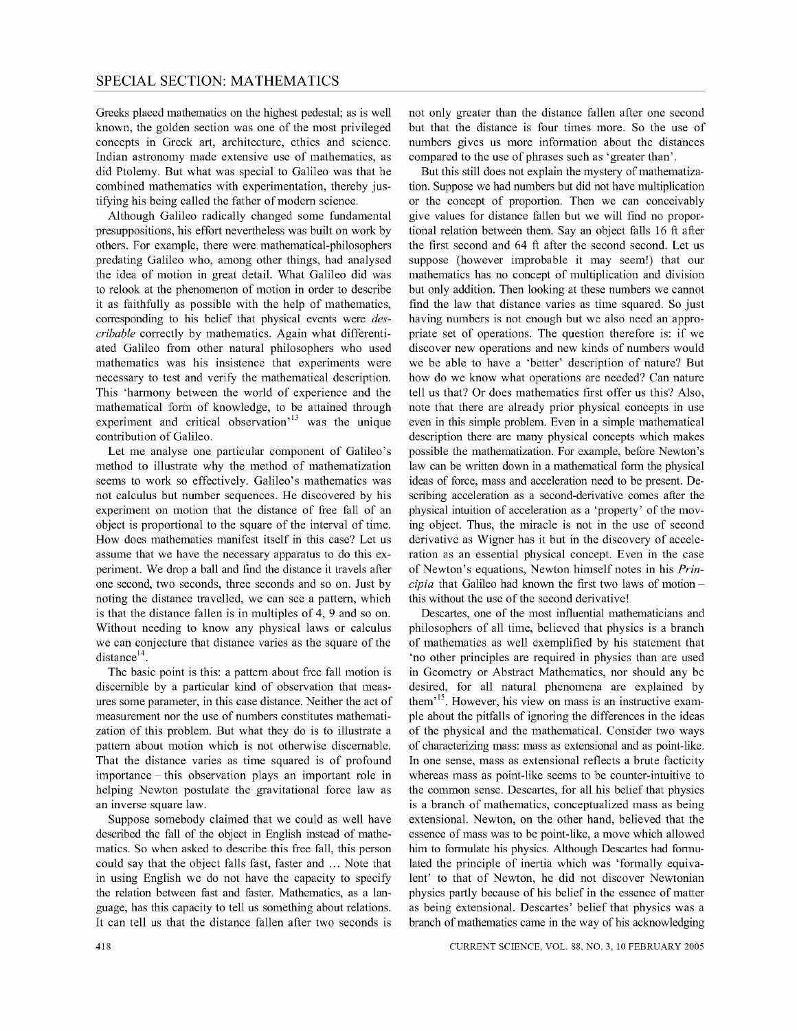Greeks placed mathematics on the highest pedestal; as is well known, the golden section was one of the most privileged concepts in Greek art, architecture, ethics and science. Indian astronomy made extensive use of mathematics, as did Ptolemy. But what was special to Galileo was that he combined mathematics with experimentation, thereby justifying his being called the father of modern science.

Although Galileo radically changed some fundamental presuppositions, his effort nevertheless was built on work by others. For example, there were mathematical-philosophers predating Galileo who, among other things, had analysed the idea of motion in great detail. What Galileo did was to relook at the phenomenon of motion in order to describe it as faithfully as possible with the help of mathematics, corresponding to his belief that physical events were *describable* correctly by mathematics. Again what differentiated Galileo from other natural philosophers who used mathematics was his insistence that experiments were necessary to test and verify the mathematical description. This 'harmony between the world of experience and the mathematical form of knowledge, to be attained through experiment and critical observation'[13] was the unique contribution of Galileo.

Let me analyse one particular component of Galileo's method to illustrate why the method of mathematization seems to work so effectively. Galileo's mathematics was not calculus but number sequences. He discovered by his experiment on motion that the distance of free fall of an object is proportional to the square of the interval of time. How does mathematics manifest itself in this case? Let us assume that we have the necessary apparatus to do this experiment. We drop a ball and find the distance it travels after one second, two seconds, three seconds and so on. Just by noting the distance travelled, we can see a pattern, which is that the distance fallen is in multiples of 4, 9 and so on. Without needing to know any physical laws or calculus we can conjecture that distance varies as the square of the distance[14].

The basic point is this: a pattern about free fall motion is discernible by a particular kind of observation that measures some parameter, in this case distance. Neither the act of measurement nor the use of numbers constitutes mathematization of this problem. But what they do is to illustrate a pattern about motion which is not otherwise discernable. That the distance varies as time squared is of profound importance – this observation plays an important role in helping Newton postulate the gravitational force law as an inverse square law.

Suppose somebody claimed that we could as well have described the fall of the object in English instead of mathematics. So when asked to describe this free fall, this person could say that the object falls fast, faster and … Note that in using English we do not have the capacity to specify the relation between fast and faster. Mathematics, as a language, has this capacity to tell us something about relations. It can tell us that the distance fallen after two seconds is not only greater than the distance fallen after one second but that the distance is four times more. So the use of numbers gives us more information about the distances compared to the use of phrases such as 'greater than'.

But this still does not explain the mystery of mathematization. Suppose we had numbers but did not have multiplication or the concept of proportion. Then we can conceivably give values for distance fallen but we will find no proportional relation between them. Say an object falls 16 ft after the first second and 64 ft after the second second. Let us suppose (however improbable it may seem!) that our mathematics has no concept of multiplication and division but only addition. Then looking at these numbers we cannot find the law that distance varies as time squared. So just having numbers is not enough but we also need an appropriate set of operations. The question therefore is: if we discover new operations and new kinds of numbers would we be able to have a 'better' description of nature? But how do we know what operations are needed? Can nature tell us that? Or does mathematics first offer us this? Also, note that there are already prior physical concepts in use even in this simple problem. Even in a simple mathematical description there are many physical concepts which makes possible the mathematization. For example, before Newton's law can be written down in a mathematical form the physical ideas of force, mass and acceleration need to be present. Describing acceleration as a second-derivative comes after the physical intuition of acceleration as a 'property' of the moving object. Thus, the miracle is not in the use of second derivative as Wigner has it but in the discovery of acceleration as an essential physical concept. Even in the case of Newton's equations, Newton himself notes in his *Principia* that Galileo had known the first two laws of motion – this without the use of the second derivative!

Descartes, one of the most influential mathematicians and philosophers of all time, believed that physics is a branch of mathematics as well exemplified by his statement that 'no other principles are required in physics than are used in Geometry or Abstract Mathematics, nor should any be desired, for all natural phenomena are explained by them'[15]. However, his view on mass is an instructive example about the pitfalls of ignoring the differences in the ideas of the physical and the mathematical. Consider two ways of characterizing mass: mass as extensional and as point-like. In one sense, mass as extensional reflects a brute facticity whereas mass as point-like seems to be counter-intuitive to the common sense. Descartes, for all his belief that physics is a branch of mathematics, conceptualized mass as being extensional. Newton, on the other hand, believed that the essence of mass was to be point-like, a move which allowed him to formulate his physics. Although Descartes had formulated the principle of inertia which was 'formally equivalent' to that of Newton, he did not discover Newtonian physics partly because of his belief in the essence of matter as being extensional. Descartes' belief that physics was a branch of mathematics came in the way of his acknowledging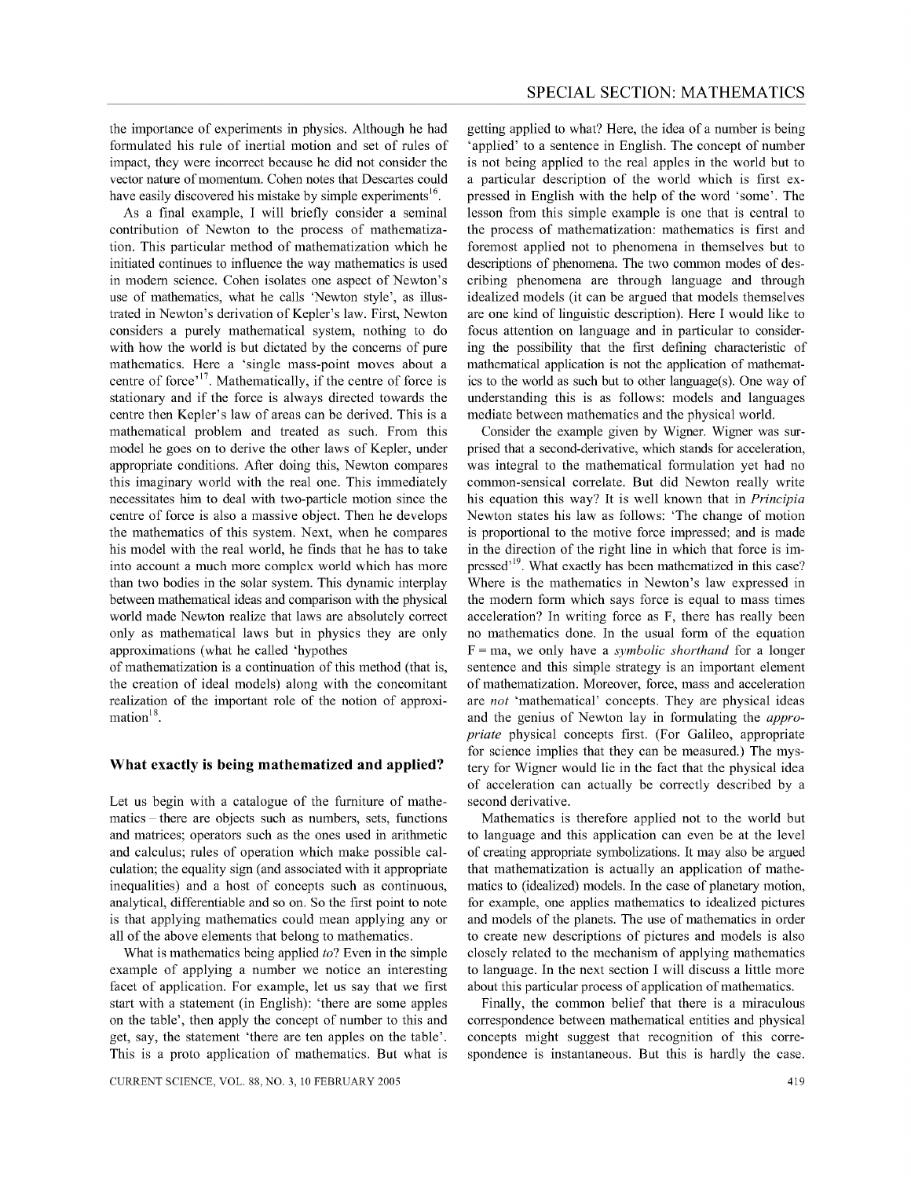the importance of experiments in physics. Although he had formulated his rule of inertial motion and set of rules of impact, they were incorrect because he did not consider the vector nature of momentum. Cohen notes that Descartes could have easily discovered his mistake by simple experiments[16].

As a final example, I will briefly consider a seminal contribution of Newton to the process of mathematization. This particular method of mathematization which he initiated continues to influence the way mathematics is used in modern science. Cohen isolates one aspect of Newton's use of mathematics, what he calls 'Newton style', as illustrated in Newton's derivation of Kepler's law. First, Newton considers a purely mathematical system, nothing to do with how the world is but dictated by the concerns of pure mathematics. Here a 'single mass-point moves about a centre of force'[17]. Mathematically, if the centre of force is stationary and if the force is always directed towards the centre then Kepler's law of areas can be derived. This is a mathematical problem and treated as such. From this model he goes on to derive the other laws of Kepler, under appropriate conditions. After doing this, Newton compares this imaginary world with the real one. This immediately necessitates him to deal with two-particle motion since the centre of force is also a massive object. Then he develops the mathematics of this system. Next, when he compares his model with the real world, he finds that he has to take into account a much more complex world which has more than two bodies in the solar system. This dynamic interplay between mathematical ideas and comparison with the physical world made Newton realize that laws are absolutely correct only as mathematical laws but in physics they are only approximations (what he called 'hypothes
of mathematization is a continuation of this method (that is, the creation of ideal models) along with the concomitant realization of the important role of the notion of approximation[18].

## What exactly is being mathematized and applied?

Let us begin with a catalogue of the furniture of mathematics – there are objects such as numbers, sets, functions and matrices; operators such as the ones used in arithmetic and calculus; rules of operation which make possible calculation; the equality sign (and associated with it appropriate inequalities) and a host of concepts such as continuous, analytical, differentiable and so on. So the first point to note is that applying mathematics could mean applying any or all of the above elements that belong to mathematics.

What is mathematics being applied *to*? Even in the simple example of applying a number we notice an interesting facet of application. For example, let us say that we first start with a statement (in English): 'there are some apples on the table', then apply the concept of number to this and get, say, the statement 'there are ten apples on the table'. This is a proto application of mathematics. But what is getting applied to what? Here, the idea of a number is being 'applied' to a sentence in English. The concept of number is not being applied to the real apples in the world but to a particular description of the world which is first expressed in English with the help of the word 'some'. The lesson from this simple example is one that is central to the process of mathematization: mathematics is first and foremost applied not to phenomena in themselves but to descriptions of phenomena. The two common modes of describing phenomena are through language and through idealized models (it can be argued that models themselves are one kind of linguistic description). Here I would like to focus attention on language and in particular to considering the possibility that the first defining characteristic of mathematical application is not the application of mathematics to the world as such but to other language(s). One way of understanding this is as follows: models and languages mediate between mathematics and the physical world.

Consider the example given by Wigner. Wigner was surprised that a second-derivative, which stands for acceleration, was integral to the mathematical formulation yet had no common-sensical correlate. But did Newton really write his equation this way? It is well known that in *Principia* Newton states his law as follows: 'The change of motion is proportional to the motive force impressed; and is made in the direction of the right line in which that force is impressed'[19]. What exactly has been mathematized in this case? Where is the mathematics in Newton's law expressed in the modern form which says force is equal to mass times acceleration? In writing force as F, there has really been no mathematics done. In the usual form of the equation $F = ma$, we only have a *symbolic shorthand* for a longer sentence and this simple strategy is an important element of mathematization. Moreover, force, mass and acceleration are *not* 'mathematical' concepts. They are physical ideas and the genius of Newton lay in formulating the *appropriate* physical concepts first. (For Galileo, appropriate for science implies that they can be measured.) The mystery for Wigner would lie in the fact that the physical idea of acceleration can actually be correctly described by a second derivative.

Mathematics is therefore applied not to the world but to language and this application can even be at the level of creating appropriate symbolizations. It may also be argued that mathematization is actually an application of mathematics to (idealized) models. In the case of planetary motion, for example, one applies mathematics to idealized pictures and models of the planets. The use of mathematics in order to create new descriptions of pictures and models is also closely related to the mechanism of applying mathematics to language. In the next section I will discuss a little more about this particular process of application of mathematics.

Finally, the common belief that there is a miraculous correspondence between mathematical entities and physical concepts might suggest that recognition of this correspondence is instantaneous. But this is hardly the case.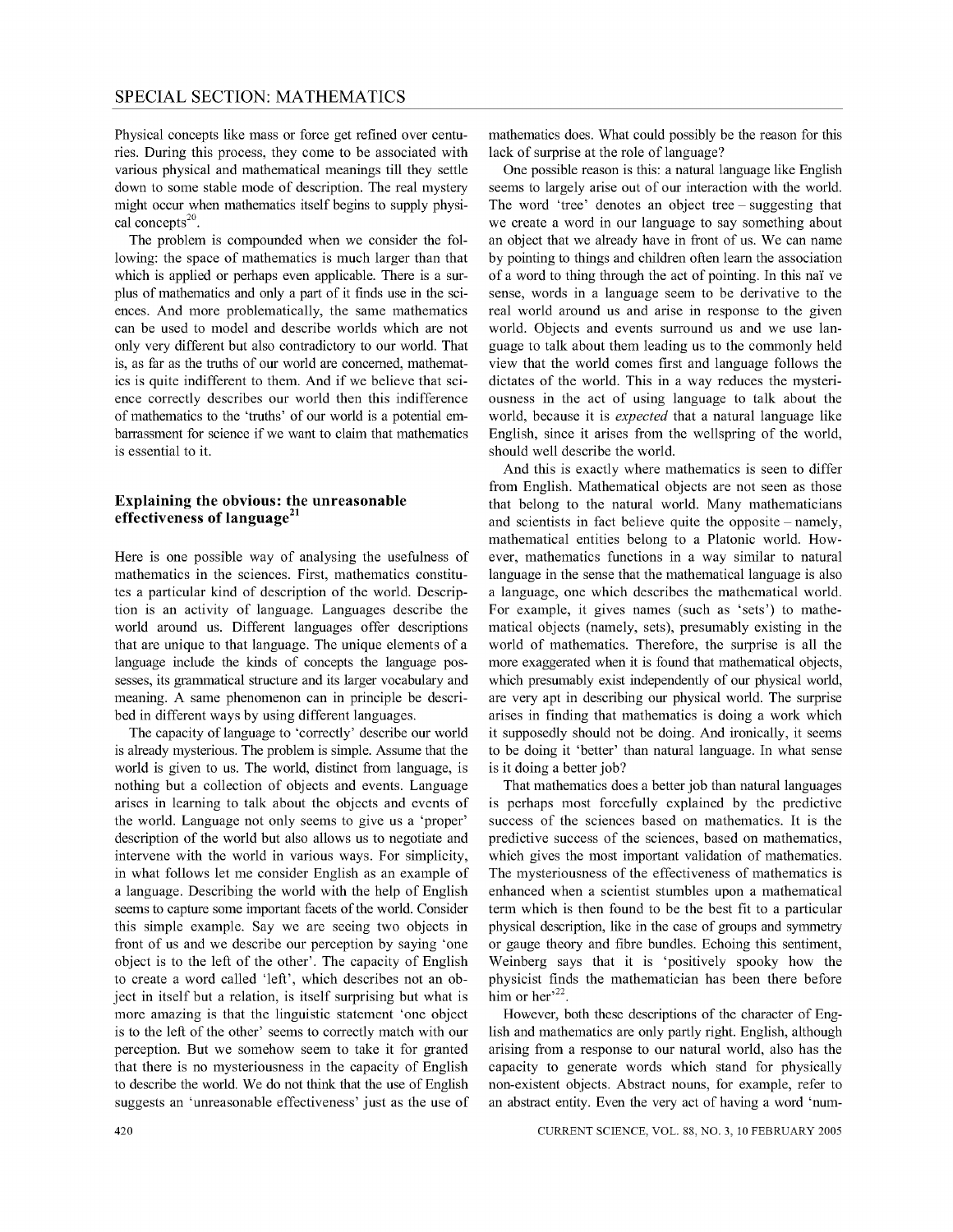Physical concepts like mass or force get refined over centuries. During this process, they come to be associated with various physical and mathematical meanings till they settle down to some stable mode of description. The real mystery might occur when mathematics itself begins to supply physical concepts[20].

The problem is compounded when we consider the following: the space of mathematics is much larger than that which is applied or perhaps even applicable. There is a surplus of mathematics and only a part of it finds use in the sciences. And more problematically, the same mathematics can be used to model and describe worlds which are not only very different but also contradictory to our world. That is, as far as the truths of our world are concerned, mathematics is quite indifferent to them. And if we believe that science correctly describes our world then this indifference of mathematics to the 'truths' of our world is a potential embarrassment for science if we want to claim that mathematics is essential to it.

## Explaining the obvious: the unreasonable effectiveness of language[21]

Here is one possible way of analysing the usefulness of mathematics in the sciences. First, mathematics constitutes a particular kind of description of the world. Description is an activity of language. Languages describe the world around us. Different languages offer descriptions that are unique to that language. The unique elements of a language include the kinds of concepts the language possesses, its grammatical structure and its larger vocabulary and meaning. A same phenomenon can in principle be described in different ways by using different languages.

The capacity of language to 'correctly' describe our world is already mysterious. The problem is simple. Assume that the world is given to us. The world, distinct from language, is nothing but a collection of objects and events. Language arises in learning to talk about the objects and events of the world. Language not only seems to give us a 'proper' description of the world but also allows us to negotiate and intervene with the world in various ways. For simplicity, in what follows let me consider English as an example of a language. Describing the world with the help of English seems to capture some important facets of the world. Consider this simple example. Say we are seeing two objects in front of us and we describe our perception by saying 'one object is to the left of the other'. The capacity of English to create a word called 'left', which describes not an object in itself but a relation, is itself surprising but what is more amazing is that the linguistic statement 'one object is to the left of the other' seems to correctly match with our perception. But we somehow seem to take it for granted that there is no mysteriousness in the capacity of English to describe the world. We do not think that the use of English suggests an 'unreasonable effectiveness' just as the use of mathematics does. What could possibly be the reason for this lack of surprise at the role of language?

One possible reason is this: a natural language like English seems to largely arise out of our interaction with the world. The word 'tree' denotes an object tree – suggesting that we create a word in our language to say something about an object that we already have in front of us. We can name by pointing to things and children often learn the association of a word to thing through the act of pointing. In this naïve sense, words in a language seem to be derivative to the real world around us and arise in response to the given world. Objects and events surround us and we use language to talk about them leading us to the commonly held view that the world comes first and language follows the dictates of the world. This in a way reduces the mysteriousness in the act of using language to talk about the world, because it is *expected* that a natural language like English, since it arises from the wellspring of the world, should well describe the world.

And this is exactly where mathematics is seen to differ from English. Mathematical objects are not seen as those that belong to the natural world. Many mathematicians and scientists in fact believe quite the opposite – namely, mathematical entities belong to a Platonic world. However, mathematics functions in a way similar to natural language in the sense that the mathematical language is also a language, one which describes the mathematical world. For example, it gives names (such as 'sets') to mathematical objects (namely, sets), presumably existing in the world of mathematics. Therefore, the surprise is all the more exaggerated when it is found that mathematical objects, which presumably exist independently of our physical world, are very apt in describing our physical world. The surprise arises in finding that mathematics is doing a work which it supposedly should not be doing. And ironically, it seems to be doing it 'better' than natural language. In what sense is it doing a better job?

That mathematics does a better job than natural languages is perhaps most forcefully explained by the predictive success of the sciences based on mathematics. It is the predictive success of the sciences, based on mathematics, which gives the most important validation of mathematics. The mysteriousness of the effectiveness of mathematics is enhanced when a scientist stumbles upon a mathematical term which is then found to be the best fit to a particular physical description, like in the case of groups and symmetry or gauge theory and fibre bundles. Echoing this sentiment, Weinberg says that it is 'positively spooky how the physicist finds the mathematician has been there before him or her'[22].

However, both these descriptions of the character of English and mathematics are only partly right. English, although arising from a response to our natural world, also has the capacity to generate words which stand for physically non-existent objects. Abstract nouns, for example, refer to an abstract entity. Even the very act of having a word 'num-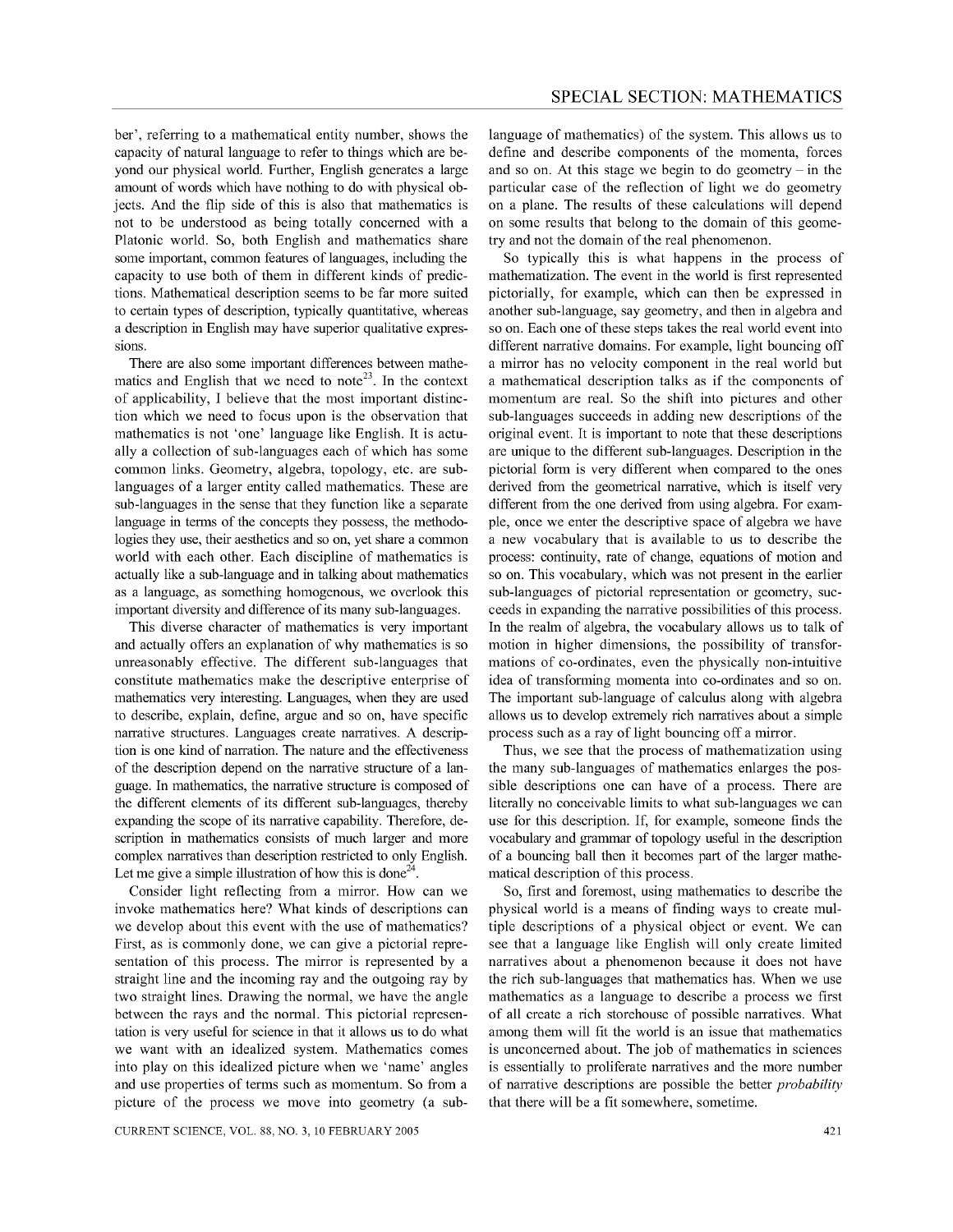ber', referring to a mathematical entity number, shows the capacity of natural language to refer to things which are beyond our physical world. Further, English generates a large amount of words which have nothing to do with physical objects. And the flip side of this is also that mathematics is not to be understood as being totally concerned with a Platonic world. So, both English and mathematics share some important, common features of languages, including the capacity to use both of them in different kinds of predictions. Mathematical description seems to be far more suited to certain types of description, typically quantitative, whereas a description in English may have superior qualitative expressions.

There are also some important differences between mathematics and English that we need to note[23]. In the context of applicability, I believe that the most important distinction which we need to focus upon is the observation that mathematics is not 'one' language like English. It is actually a collection of sub-languages each of which has some common links. Geometry, algebra, topology, etc. are sub-languages of a larger entity called mathematics. These are sub-languages in the sense that they function like a separate language in terms of the concepts they possess, the methodologies they use, their aesthetics and so on, yet share a common world with each other. Each discipline of mathematics is actually like a sub-language and in talking about mathematics as a language, as something homogenous, we overlook this important diversity and difference of its many sub-languages.

This diverse character of mathematics is very important and actually offers an explanation of why mathematics is so unreasonably effective. The different sub-languages that constitute mathematics make the descriptive enterprise of mathematics very interesting. Languages, when they are used to describe, explain, define, argue and so on, have specific narrative structures. Languages create narratives. A description is one kind of narration. The nature and the effectiveness of the description depend on the narrative structure of a language. In mathematics, the narrative structure is composed of the different elements of its different sub-languages, thereby expanding the scope of its narrative capability. Therefore, description in mathematics consists of much larger and more complex narratives than description restricted to only English. Let me give a simple illustration of how this is done[24].

Consider light reflecting from a mirror. How can we invoke mathematics here? What kinds of descriptions can we develop about this event with the use of mathematics? First, as is commonly done, we can give a pictorial representation of this process. The mirror is represented by a straight line and the incoming ray and the outgoing ray by two straight lines. Drawing the normal, we have the angle between the rays and the normal. This pictorial representation is very useful for science in that it allows us to do what we want with an idealized system. Mathematics comes into play on this idealized picture when we 'name' angles and use properties of terms such as momentum. So from a picture of the process we move into geometry (a sub-language of mathematics) of the system. This allows us to define and describe components of the momenta, forces and so on. At this stage we begin to do geometry – in the particular case of the reflection of light we do geometry on a plane. The results of these calculations will depend on some results that belong to the domain of this geometry and not the domain of the real phenomenon.

So typically this is what happens in the process of mathematization. The event in the world is first represented pictorially, for example, which can then be expressed in another sub-language, say geometry, and then in algebra and so on. Each one of these steps takes the real world event into different narrative domains. For example, light bouncing off a mirror has no velocity component in the real world but a mathematical description talks as if the components of momentum are real. So the shift into pictures and other sub-languages succeeds in adding new descriptions of the original event. It is important to note that these descriptions are unique to the different sub-languages. Description in the pictorial form is very different when compared to the ones derived from the geometrical narrative, which is itself very different from the one derived from using algebra. For example, once we enter the descriptive space of algebra we have a new vocabulary that is available to us to describe the process: continuity, rate of change, equations of motion and so on. This vocabulary, which was not present in the earlier sub-languages of pictorial representation or geometry, succeeds in expanding the narrative possibilities of this process. In the realm of algebra, the vocabulary allows us to talk of motion in higher dimensions, the possibility of transformations of co-ordinates, even the physically non-intuitive idea of transforming momenta into co-ordinates and so on. The important sub-language of calculus along with algebra allows us to develop extremely rich narratives about a simple process such as a ray of light bouncing off a mirror.

Thus, we see that the process of mathematization using the many sub-languages of mathematics enlarges the possible descriptions one can have of a process. There are literally no conceivable limits to what sub-languages we can use for this description. If, for example, someone finds the vocabulary and grammar of topology useful in the description of a bouncing ball then it becomes part of the larger mathematical description of this process.

So, first and foremost, using mathematics to describe the physical world is a means of finding ways to create multiple descriptions of a physical object or event. We can see that a language like English will only create limited narratives about a phenomenon because it does not have the rich sub-languages that mathematics has. When we use mathematics as a language to describe a process we first of all create a rich storehouse of possible narratives. What among them will fit the world is an issue that mathematics is unconcerned about. The job of mathematics in sciences is essentially to proliferate narratives and the more number of narrative descriptions are possible the better *probability* that there will be a fit somewhere, sometime.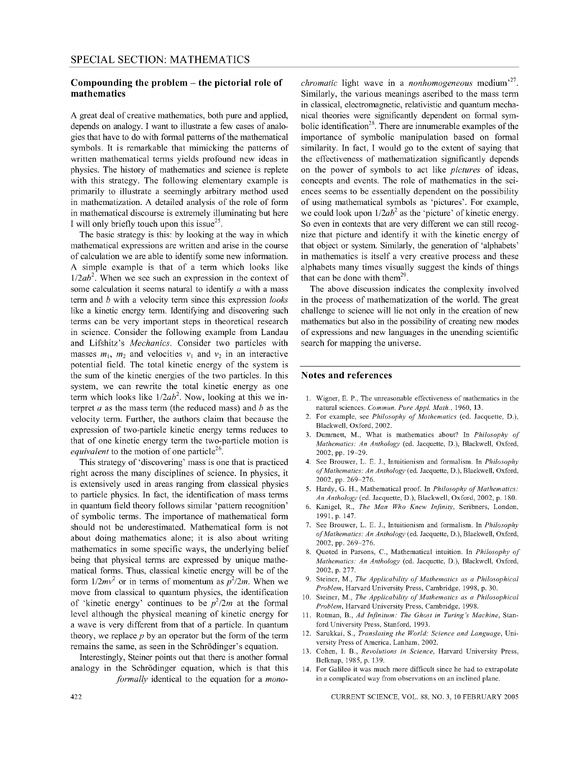## Compounding the problem – the pictorial role of mathematics

A great deal of creative mathematics, both pure and applied, depends on analogy. I want to illustrate a few cases of analogies that have to do with formal patterns of the mathematical symbols. It is remarkable that mimicking the patterns of written mathematical terms yields profound new ideas in physics. The history of mathematics and science is replete with this strategy. The following elementary example is primarily to illustrate a seemingly arbitrary method used in mathematization. A detailed analysis of the role of form in mathematical discourse is extremely illuminating but here I will only briefly touch upon this issue[25].

The basic strategy is this: by looking at the way in which mathematical expressions are written and arise in the course of calculation we are able to identify some new information. A simple example is that of a term which looks like $1/2ab^2$. When we see such an expression in the context of some calculation it seems natural to identify $a$ with a mass term and $b$ with a velocity term since this expression *looks* like a kinetic energy term. Identifying and discovering such terms can be very important steps in theoretical research in science. Consider the following example from Landau and Lifshitz's *Mechanics*. Consider two particles with masses $m_1$, $m_2$ and velocities $v_1$ and $v_2$ in an interactive potential field. The total kinetic energy of the system is the sum of the kinetic energies of the two particles. In this system, we can rewrite the total kinetic energy as one term which looks like $1/2ab^2$. Now, looking at this we interpret $a$ as the mass term (the reduced mass) and $b$ as the velocity term. Further, the authors claim that because the expression of two-particle kinetic energy terms reduces to that of one kinetic energy term the two-particle motion is *equivalent* to the motion of one particle[26].

This strategy of 'discovering' mass is one that is practiced right across the many disciplines of science. In physics, it is extensively used in areas ranging from classical physics to particle physics. In fact, the identification of mass terms in quantum field theory follows similar 'pattern recognition' of symbolic terms. The importance of mathematical form should not be underestimated. Mathematical form is not about doing mathematics alone; it is also about writing mathematics in some specific ways, the underlying belief being that physical terms are expressed by unique mathematical forms. Thus, classical kinetic energy will be of the form $1/2mv^2$ or in terms of momentum as $p^2/2m$. When we move from classical to quantum physics, the identification of 'kinetic energy' continues to be $p^2/2m$ at the formal level although the physical meaning of kinetic energy for a wave is very different from that of a particle. In quantum theory, we replace $p$ by an operator but the form of the term remains the same, as seen in the Schrödinger's equation.

Interestingly, Steiner points out that there is another formal analogy in the Schrödinger equation, which is that this *formally* identical to the equation for a *monochromatic* light wave in a *nonhomogeneous* medium'[27]. Similarly, the various meanings ascribed to the mass term in classical, electromagnetic, relativistic and quantum mechanical theories were significantly dependent on formal symbolic identification[28]. There are innumerable examples of the importance of symbolic manipulation based on formal similarity. In fact, I would go to the extent of saying that the effectiveness of mathematization significantly depends on the power of symbols to act like *pictures* of ideas, concepts and events. The role of mathematics in the sciences seems to be essentially dependent on the possibility of using mathematical symbols as 'pictures'. For example, we could look upon $1/2ab^2$ as the 'picture' of kinetic energy. So even in contexts that are very different we can still recognize that picture and identify it with the kinetic energy of that object or system. Similarly, the generation of 'alphabets' in mathematics is itself a very creative process and these alphabets many times visually suggest the kinds of things that can be done with them[29].

The above discussion indicates the complexity involved in the process of mathematization of the world. The great challenge to science will lie not only in the creation of new mathematics but also in the possibility of creating new modes of expressions and new languages in the unending scientific search for mapping the universe.

## Notes and references

1. Wigner, E. P., The unreasonable effectiveness of mathematics in the natural sciences. *Commun. Pure Appl. Math.*, 1960, **13**.
2. For example, see *Philosophy of Mathematics* (ed. Jacquette, D.), Blackwell, Oxford, 2002.
3. Dummett, M., What is mathematics about? In *Philosophy of Mathematics: An Anthology* (ed. Jacquette, D.), Blackwell, Oxford, 2002, pp. 19–29.
4. See Brouwer, L. E. J., Intuitionism and formalism. In *Philosophy of Mathematics: An Anthology* (ed. Jacquette, D.), Blackwell, Oxford, 2002, pp. 269–276.
5. Hardy, G. H., Mathematical proof. In *Philosophy of Mathematics: An Anthology* (ed. Jacquette, D.), Blackwell, Oxford, 2002, p. 180.
6. Kanigel, R., *The Man Who Knew Infinity*, Scribners, London, 1991, p. 147.
7. See Brouwer, L. E. J., Intuitionism and formalism. In *Philosophy of Mathematics: An Anthology* (ed. Jacquette, D.), Blackwell, Oxford, 2002, pp. 269–276.
8. Quoted in Parsons, C., Mathematical intuition. In *Philosophy of Mathematics: An Anthology* (ed. Jacquette, D.), Blackwell, Oxford, 2002, p. 277.
9. Steiner, M., *The Applicability of Mathematics as a Philosophical Problem*, Harvard University Press, Cambridge, 1998, p. 30.
10. Steiner, M., *The Applicability of Mathematics as a Philosophical Problem*, Harvard University Press, Cambridge, 1998.
11. Rotman, B., *Ad Infinitum: The Ghost in Turing's Machine*, Stanford University Press, Stanford, 1993.
12. Sarukkai, S., *Translating the World: Science and Language*, University Press of America, Lanham, 2002.
13. Cohen, I. B., *Revolutions in Science*, Harvard University Press, Belknap, 1985, p. 139.
14. For Galileo it was much more difficult since he had to extrapolate in a complicated way from observations on an inclined plane.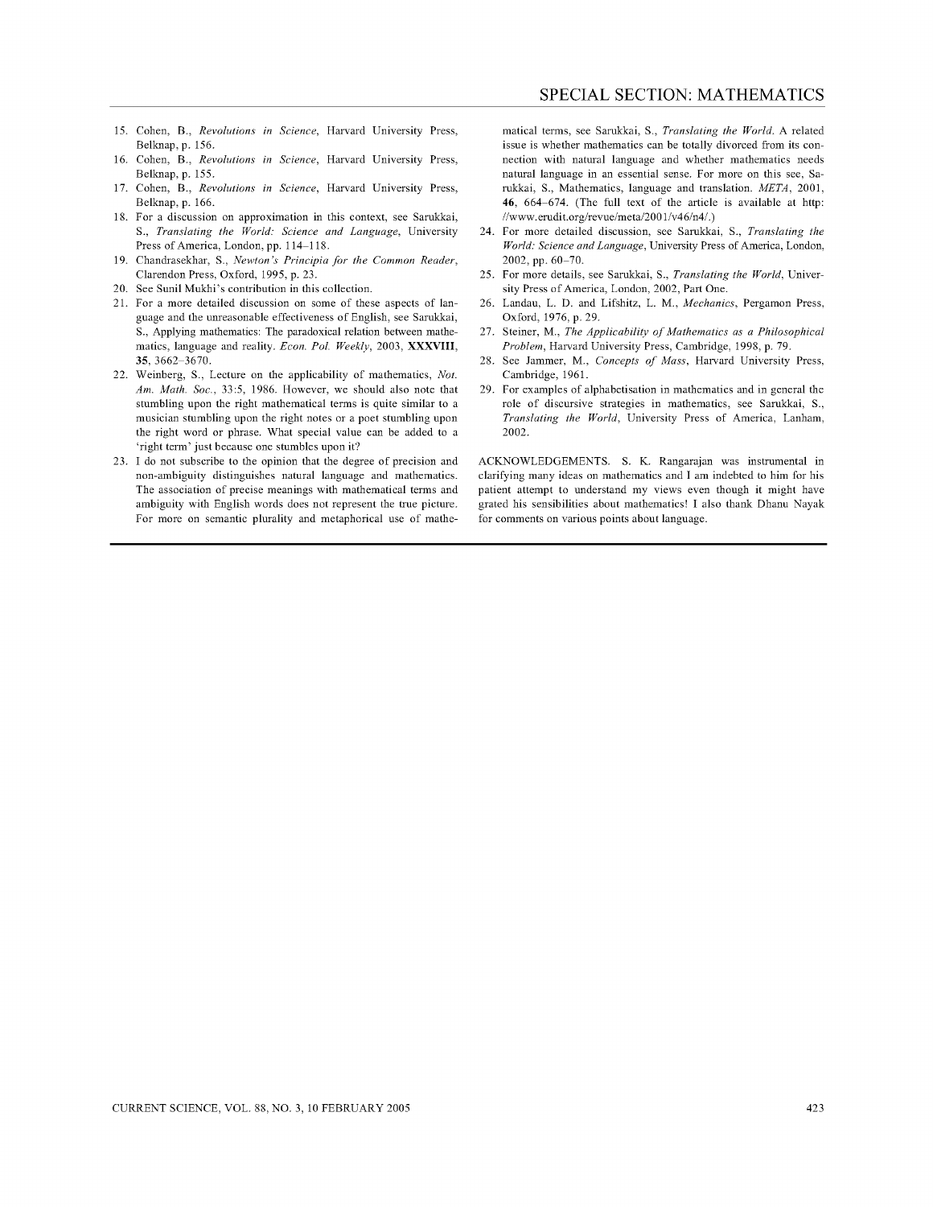15. Cohen, B., *Revolutions in Science*, Harvard University Press, Belknap, p. 156.
16. Cohen, B., *Revolutions in Science*, Harvard University Press, Belknap, p. 155.
17. Cohen, B., *Revolutions in Science*, Harvard University Press, Belknap, p. 166.
18. For a discussion on approximation in this context, see Sarukkai, S., *Translating the World: Science and Language*, University Press of America, London, pp. 114–118.
19. Chandrasekhar, S., *Newton's Principia for the Common Reader*, Clarendon Press, Oxford, 1995, p. 23.
20. See Sunil Mukhi's contribution in this collection.
21. For a more detailed discussion on some of these aspects of language and the unreasonable effectiveness of English, see Sarukkai, S., Applying mathematics: The paradoxical relation between mathematics, language and reality. *Econ. Pol. Weekly*, 2003, **XXXVIII**, **35**, 3662–3670.
22. Weinberg, S., Lecture on the applicability of mathematics, *Not. Am. Math. Soc.*, 33:5, 1986. However, we should also note that stumbling upon the right mathematical terms is quite similar to a musician stumbling upon the right notes or a poet stumbling upon the right word or phrase. What special value can be added to a 'right term' just because one stumbles upon it?
23. I do not subscribe to the opinion that the degree of precision and non-ambiguity distinguishes natural language and mathematics. The association of precise meanings with mathematical terms and ambiguity with English words does not represent the true picture. For more on semantic plurality and metaphorical use of mathematical terms, see Sarukkai, S., *Translating the World*. A related issue is whether mathematics can be totally divorced from its connection with natural language and whether mathematics needs natural language in an essential sense. For more on this see, Sarukkai, S., Mathematics, language and translation. *META*, 2001, **46**, 664–674. (The full text of the article is available at http://www.erudit.org/revue/meta/2001/v46/n4/.)
24. For more detailed discussion, see Sarukkai, S., *Translating the World: Science and Language*, University Press of America, London, 2002, pp. 60–70.
25. For more details, see Sarukkai, S., *Translating the World*, University Press of America, London, 2002, Part One.
26. Landau, L. D. and Lifshitz, L. M., *Mechanics*, Pergamon Press, Oxford, 1976, p. 29.
27. Steiner, M., *The Applicability of Mathematics as a Philosophical Problem*, Harvard University Press, Cambridge, 1998, p. 79.
28. See Jammer, M., *Concepts of Mass*, Harvard University Press, Cambridge, 1961.
29. For examples of alphabetisation in mathematics and in general the role of discursive strategies in mathematics, see Sarukkai, S., *Translating the World*, University Press of America, Lanham, 2002.

ACKNOWLEDGEMENTS. S. K. Rangarajan was instrumental in clarifying many ideas on mathematics and I am indebted to him for his patient attempt to understand my views even though it might have grated his sensibilities about mathematics! I also thank Dhanu Nayak for comments on various points about language.